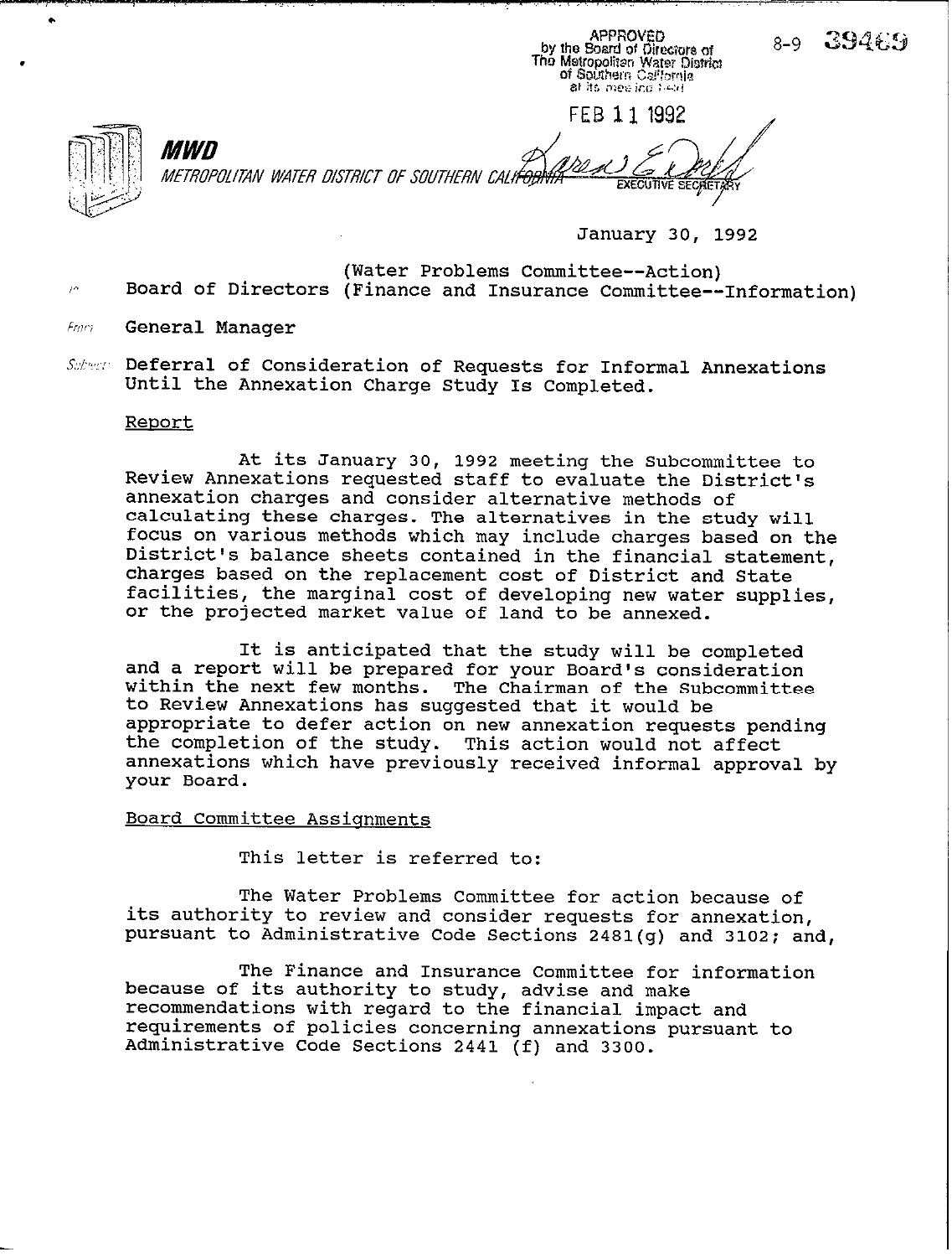APPROVED
by the Board of Directors of
The Metropolitan Water District
of Southern California
at its meeting held

FEB 11 1992

EXECUTIVE SECRETARY

8-9 39469

**MWD**

*METROPOLITAN WATER DISTRICT OF SOUTHERN CALIFORNIA*

January 30, 1992

To: Board of Directors (Water Problems Committee--Action) (Finance and Insurance Committee--Information)

From: General Manager

Subject: Deferral of Consideration of Requests for Informal Annexations Until the Annexation Charge Study Is Completed.

## Report

At its January 30, 1992 meeting the Subcommittee to Review Annexations requested staff to evaluate the District's annexation charges and consider alternative methods of calculating these charges. The alternatives in the study will focus on various methods which may include charges based on the District's balance sheets contained in the financial statement, charges based on the replacement cost of District and State facilities, the marginal cost of developing new water supplies, or the projected market value of land to be annexed.

It is anticipated that the study will be completed and a report will be prepared for your Board's consideration within the next few months. The Chairman of the Subcommittee to Review Annexations has suggested that it would be appropriate to defer action on new annexation requests pending the completion of the study. This action would not affect annexations which have previously received informal approval by your Board.

## Board Committee Assignments

This letter is referred to:

The Water Problems Committee for action because of its authority to review and consider requests for annexation, pursuant to Administrative Code Sections 2481(g) and 3102; and,

The Finance and Insurance Committee for information because of its authority to study, advise and make recommendations with regard to the financial impact and requirements of policies concerning annexations pursuant to Administrative Code Sections 2441 (f) and 3300.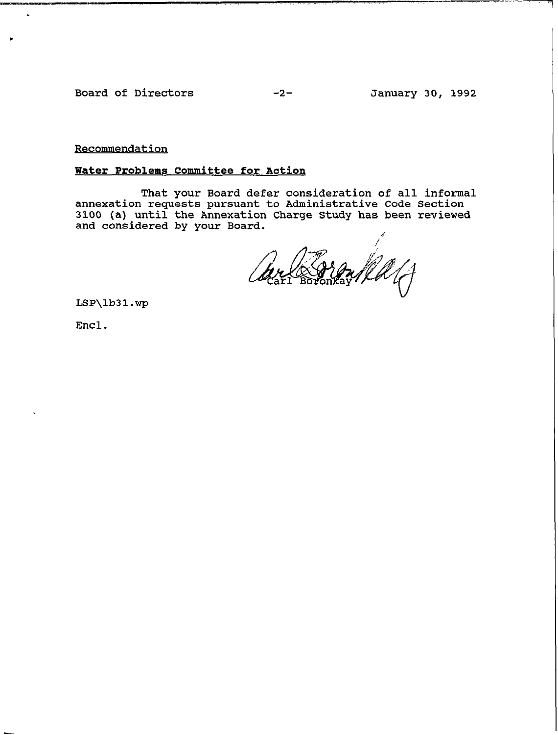Recommendation

**Water Problems Committee for Action**

That your Board defer consideration of all informal annexation requests pursuant to Administrative Code Section 3100 (a) until the Annexation Charge Study has been reviewed and considered by your Board.

Carl Boronkay

LSP\lb31.wp

Encl.